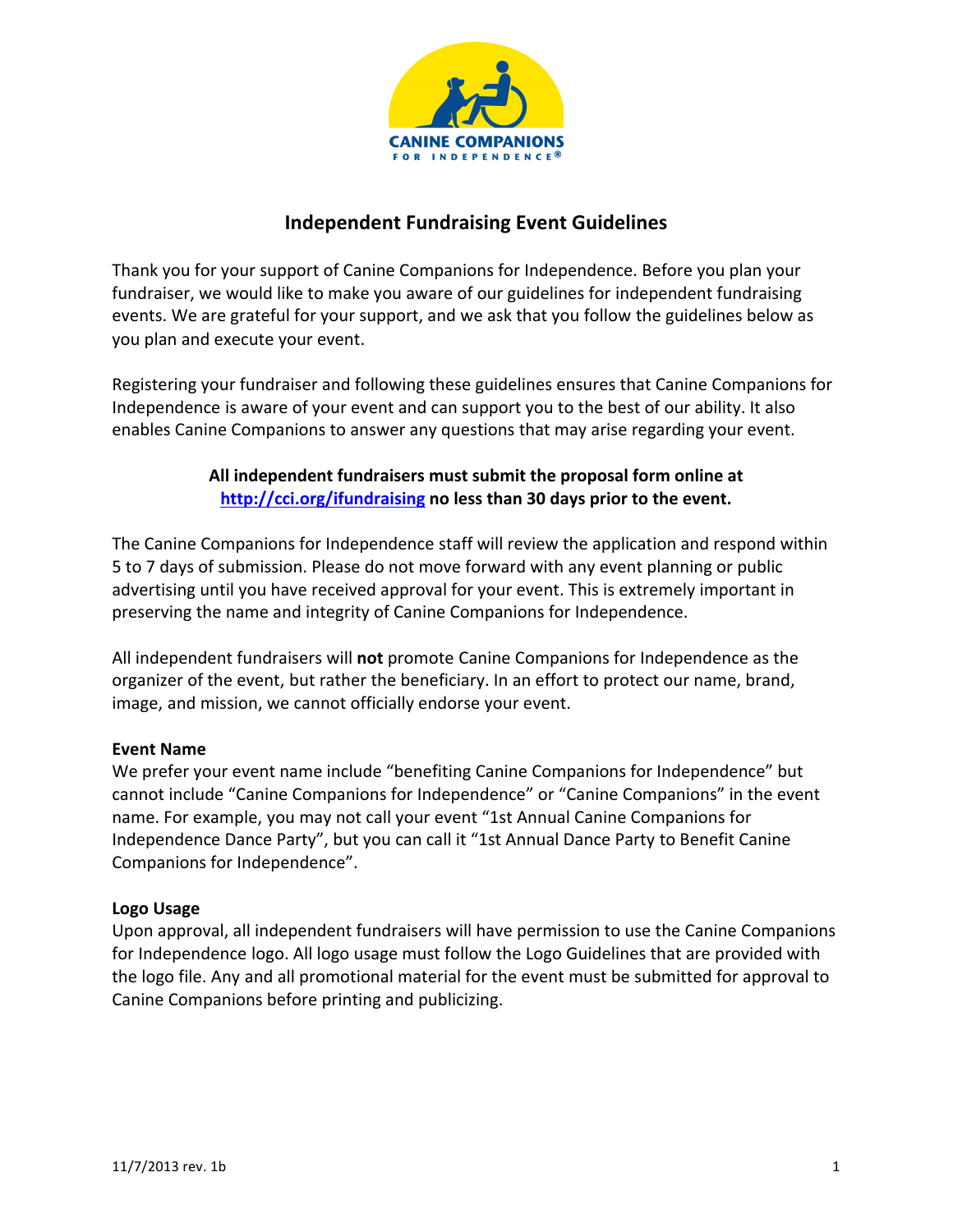# Independent Fundraising Event Guidelines

Thank you for your support of Canine Companions for Independence. Before you plan your fundraiser, we would like to make you aware of our guidelines for independent fundraising events. We are grateful for your support, and we ask that you follow the guidelines below as you plan and execute your event.

Registering your fundraiser and following these guidelines ensures that Canine Companions for Independence is aware of your event and can support you to the best of our ability. It also enables Canine Companions to answer any questions that may arise regarding your event.

**All independent fundraisers must submit the proposal form online at [http://cci.org/ifundraising](http://cci.org/ifundraising) no less than 30 days prior to the event.**

The Canine Companions for Independence staff will review the application and respond within 5 to 7 days of submission. Please do not move forward with any event planning or public advertising until you have received approval for your event. This is extremely important in preserving the name and integrity of Canine Companions for Independence.

All independent fundraisers will **not** promote Canine Companions for Independence as the organizer of the event, but rather the beneficiary. In an effort to protect our name, brand, image, and mission, we cannot officially endorse your event.

### Event Name

We prefer your event name include "benefiting Canine Companions for Independence" but cannot include "Canine Companions for Independence" or "Canine Companions" in the event name. For example, you may not call your event "1st Annual Canine Companions for Independence Dance Party", but you can call it "1st Annual Dance Party to Benefit Canine Companions for Independence".

### Logo Usage

Upon approval, all independent fundraisers will have permission to use the Canine Companions for Independence logo. All logo usage must follow the Logo Guidelines that are provided with the logo file. Any and all promotional material for the event must be submitted for approval to Canine Companions before printing and publicizing.

11/7/2013 rev. 1b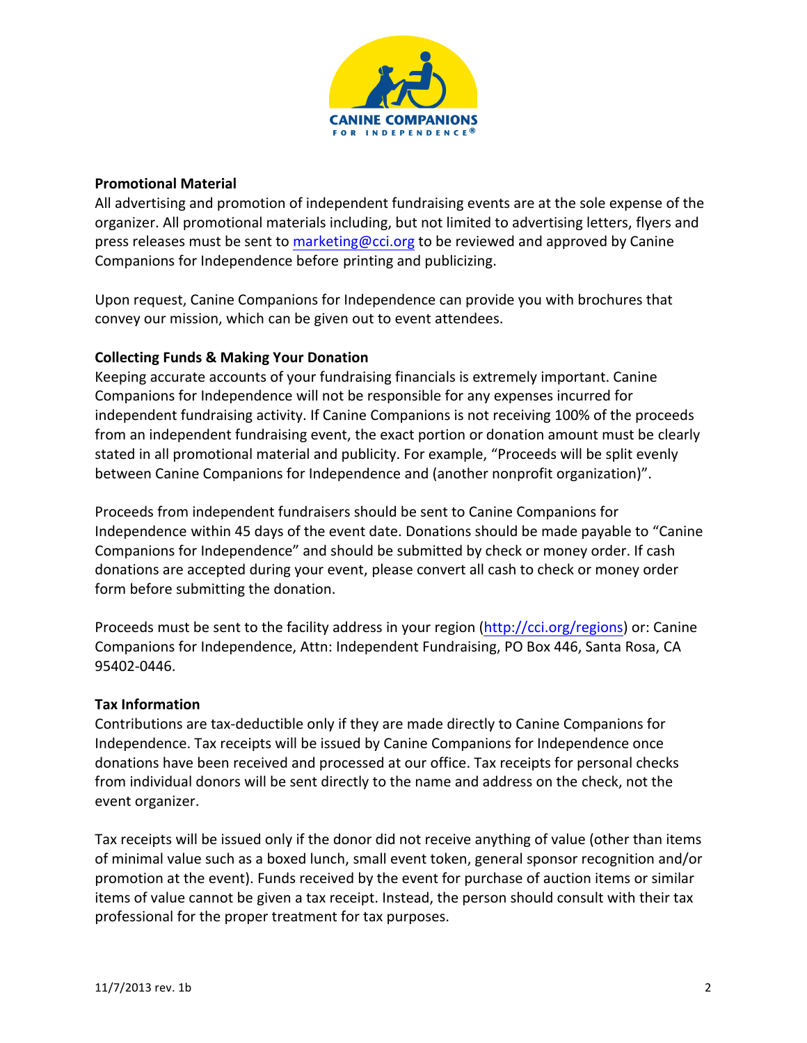**Promotional Material**

All advertising and promotion of independent fundraising events are at the sole expense of the organizer. All promotional materials including, but not limited to advertising letters, flyers and press releases must be sent to marketing@cci.org to be reviewed and approved by Canine Companions for Independence before printing and publicizing.

Upon request, Canine Companions for Independence can provide you with brochures that convey our mission, which can be given out to event attendees.

**Collecting Funds & Making Your Donation**

Keeping accurate accounts of your fundraising financials is extremely important. Canine Companions for Independence will not be responsible for any expenses incurred for independent fundraising activity. If Canine Companions is not receiving 100% of the proceeds from an independent fundraising event, the exact portion or donation amount must be clearly stated in all promotional material and publicity. For example, "Proceeds will be split evenly between Canine Companions for Independence and (another nonprofit organization)".

Proceeds from independent fundraisers should be sent to Canine Companions for Independence within 45 days of the event date. Donations should be made payable to "Canine Companions for Independence" and should be submitted by check or money order. If cash donations are accepted during your event, please convert all cash to check or money order form before submitting the donation.

Proceeds must be sent to the facility address in your region (http://cci.org/regions) or: Canine Companions for Independence, Attn: Independent Fundraising, PO Box 446, Santa Rosa, CA 95402-0446.

**Tax Information**

Contributions are tax-deductible only if they are made directly to Canine Companions for Independence. Tax receipts will be issued by Canine Companions for Independence once donations have been received and processed at our office. Tax receipts for personal checks from individual donors will be sent directly to the name and address on the check, not the event organizer.

Tax receipts will be issued only if the donor did not receive anything of value (other than items of minimal value such as a boxed lunch, small event token, general sponsor recognition and/or promotion at the event). Funds received by the event for purchase of auction items or similar items of value cannot be given a tax receipt. Instead, the person should consult with their tax professional for the proper treatment for tax purposes.

11/7/2013 rev. 1b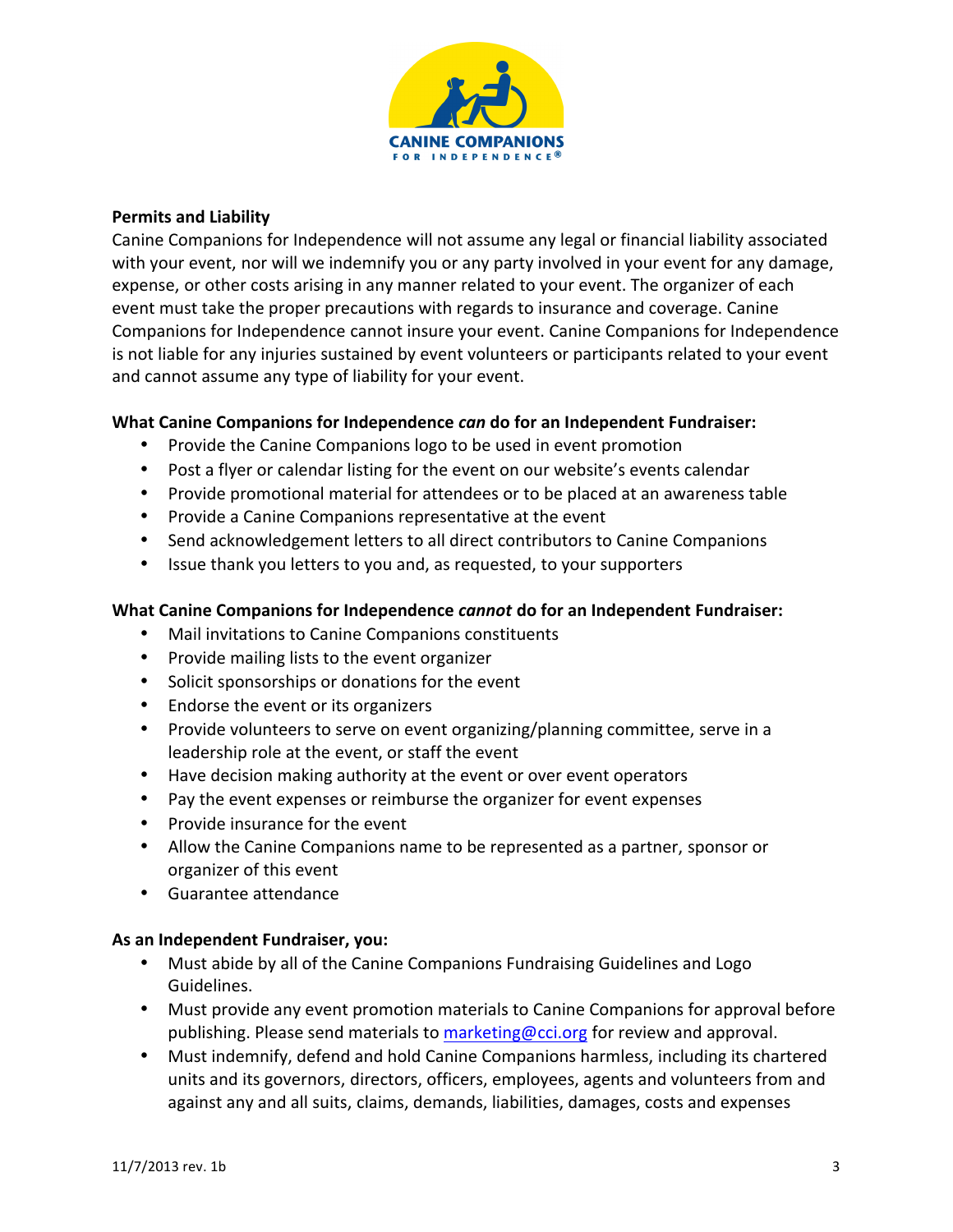**Permits and Liability**

Canine Companions for Independence will not assume any legal or financial liability associated with your event, nor will we indemnify you or any party involved in your event for any damage, expense, or other costs arising in any manner related to your event. The organizer of each event must take the proper precautions with regards to insurance and coverage. Canine Companions for Independence cannot insure your event. Canine Companions for Independence is not liable for any injuries sustained by event volunteers or participants related to your event and cannot assume any type of liability for your event.

**What Canine Companions for Independence *can* do for an Independent Fundraiser:**

- Provide the Canine Companions logo to be used in event promotion
- Post a flyer or calendar listing for the event on our website's events calendar
- Provide promotional material for attendees or to be placed at an awareness table
- Provide a Canine Companions representative at the event
- Send acknowledgement letters to all direct contributors to Canine Companions
- Issue thank you letters to you and, as requested, to your supporters

**What Canine Companions for Independence *cannot* do for an Independent Fundraiser:**

- Mail invitations to Canine Companions constituents
- Provide mailing lists to the event organizer
- Solicit sponsorships or donations for the event
- Endorse the event or its organizers
- Provide volunteers to serve on event organizing/planning committee, serve in a leadership role at the event, or staff the event
- Have decision making authority at the event or over event operators
- Pay the event expenses or reimburse the organizer for event expenses
- Provide insurance for the event
- Allow the Canine Companions name to be represented as a partner, sponsor or organizer of this event
- Guarantee attendance

**As an Independent Fundraiser, you:**

- Must abide by all of the Canine Companions Fundraising Guidelines and Logo Guidelines.
- Must provide any event promotion materials to Canine Companions for approval before publishing. Please send materials to marketing@cci.org for review and approval.
- Must indemnify, defend and hold Canine Companions harmless, including its chartered units and its governors, directors, officers, employees, agents and volunteers from and against any and all suits, claims, demands, liabilities, damages, costs and expenses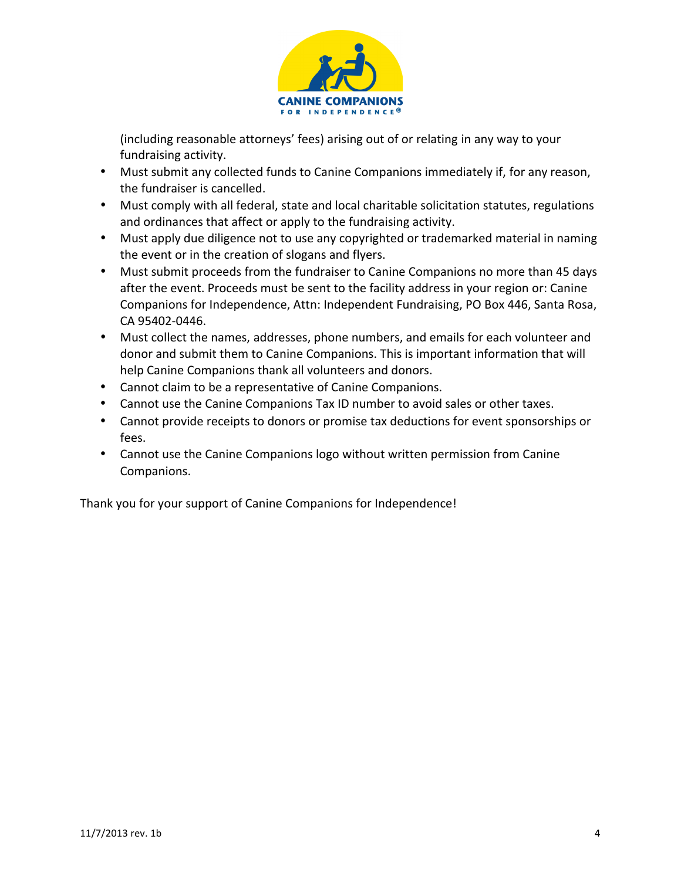(including reasonable attorneys' fees) arising out of or relating in any way to your fundraising activity.

- Must submit any collected funds to Canine Companions immediately if, for any reason, the fundraiser is cancelled.
- Must comply with all federal, state and local charitable solicitation statutes, regulations and ordinances that affect or apply to the fundraising activity.
- Must apply due diligence not to use any copyrighted or trademarked material in naming the event or in the creation of slogans and flyers.
- Must submit proceeds from the fundraiser to Canine Companions no more than 45 days after the event. Proceeds must be sent to the facility address in your region or: Canine Companions for Independence, Attn: Independent Fundraising, PO Box 446, Santa Rosa, CA 95402-0446.
- Must collect the names, addresses, phone numbers, and emails for each volunteer and donor and submit them to Canine Companions. This is important information that will help Canine Companions thank all volunteers and donors.
- Cannot claim to be a representative of Canine Companions.
- Cannot use the Canine Companions Tax ID number to avoid sales or other taxes.
- Cannot provide receipts to donors or promise tax deductions for event sponsorships or fees.
- Cannot use the Canine Companions logo without written permission from Canine Companions.

Thank you for your support of Canine Companions for Independence!

11/7/2013 rev. 1b